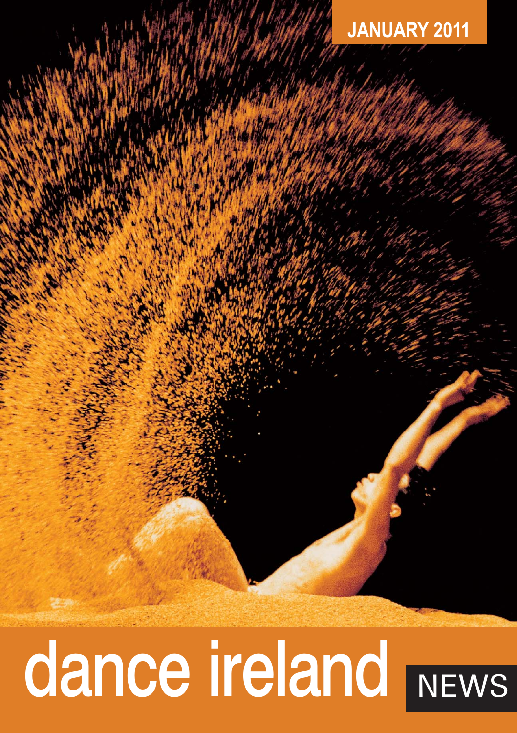JANUARY 2011

# dance ireland NEWS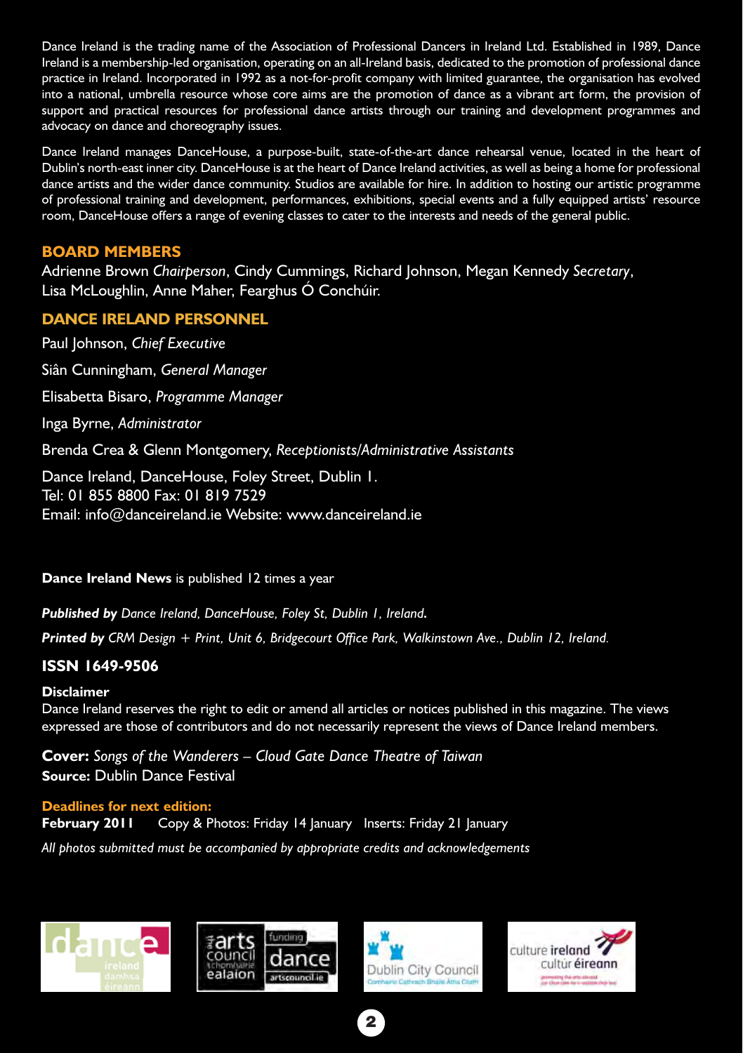Dance Ireland is the trading name of the Association of Professional Dancers in Ireland Ltd. Established in 1989, Dance Ireland is a membership-led organisation, operating on an all-Ireland basis, dedicated to the promotion of professional dance practice in Ireland. Incorporated in 1992 as a not-for-profit company with limited guarantee, the organisation has evolved into a national, umbrella resource whose core aims are the promotion of dance as a vibrant art form, the provision of support and practical resources for professional dance artists through our training and development programmes and advocacy on dance and choreography issues.

Dance Ireland manages DanceHouse, a purpose-built, state-of-the-art dance rehearsal venue, located in the heart of Dublin's north-east inner city. DanceHouse is at the heart of Dance Ireland activities, as well as being a home for professional dance artists and the wider dance community. Studios are available for hire. In addition to hosting our artistic programme of professional training and development, performances, exhibitions, special events and a fully equipped artists' resource room, DanceHouse offers a range of evening classes to cater to the interests and needs of the general public.

## BOARD MEMBERS

Adrienne Brown *Chairperson*, Cindy Cummings, Richard Johnson, Megan Kennedy *Secretary*, Lisa McLoughlin, Anne Maher, Fearghus Ó Conchúir.

## DANCE IRELAND PERSONNEL

Paul Johnson, *Chief Executive*

Siân Cunningham, *General Manager*

Elisabetta Bisaro, *Programme Manager*

Inga Byrne, *Administrator*

Brenda Crea & Glenn Montgomery, *Receptionists/Administrative Assistants*

Dance Ireland, DanceHouse, Foley Street, Dublin 1.
Tel: 01 855 8800 Fax: 01 819 7529
Email: info@danceireland.ie Website: www.danceireland.ie

**Dance Ireland News** is published 12 times a year

***Published by*** *Dance Ireland, DanceHouse, Foley St, Dublin 1, Ireland.*

***Printed by*** *CRM Design + Print, Unit 6, Bridgecourt Office Park, Walkinstown Ave., Dublin 12, Ireland.*

**ISSN 1649-9506**

**Disclaimer**
Dance Ireland reserves the right to edit or amend all articles or notices published in this magazine. The views expressed are those of contributors and do not necessarily represent the views of Dance Ireland members.

**Cover:** *Songs of the Wanderers – Cloud Gate Dance Theatre of Taiwan*
**Source:** Dublin Dance Festival

**Deadlines for next edition:**
**February 2011** Copy & Photos: Friday 14 January Inserts: Friday 21 January

*All photos submitted must be accompanied by appropriate credits and acknowledgements*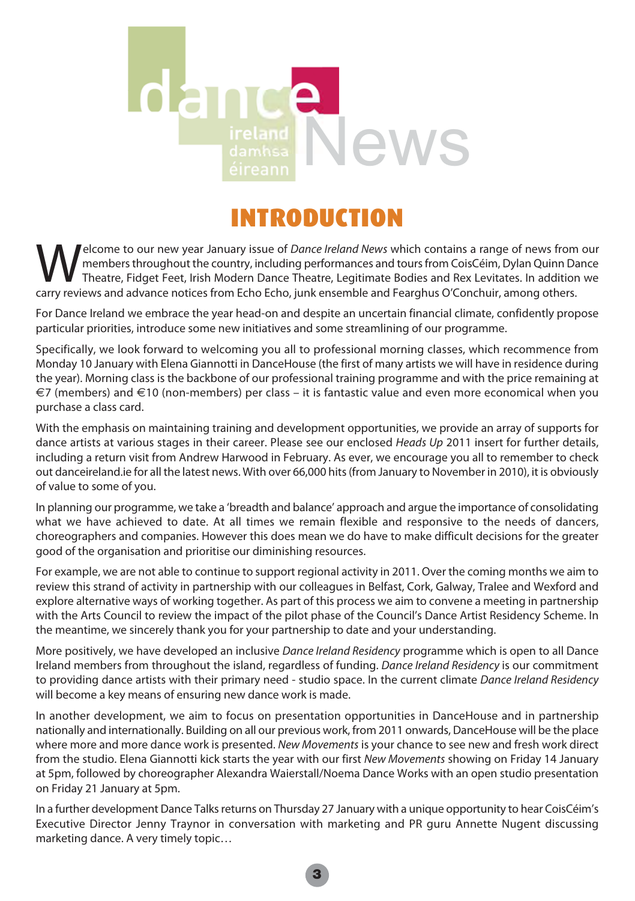dance ireland damhsa éireann News

# INTRODUCTION

Welcome to our new year January issue of *Dance Ireland News* which contains a range of news from our members throughout the country, including performances and tours from CoisCéim, Dylan Quinn Dance Theatre, Fidget Feet, Irish Modern Dance Theatre, Legitimate Bodies and Rex Levitates. In addition we carry reviews and advance notices from Echo Echo, junk ensemble and Fearghus O'Conchuir, among others.

For Dance Ireland we embrace the year head-on and despite an uncertain financial climate, confidently propose particular priorities, introduce some new initiatives and some streamlining of our programme.

Specifically, we look forward to welcoming you all to professional morning classes, which recommence from Monday 10 January with Elena Giannotti in DanceHouse (the first of many artists we will have in residence during the year). Morning class is the backbone of our professional training programme and with the price remaining at €7 (members) and €10 (non-members) per class – it is fantastic value and even more economical when you purchase a class card.

With the emphasis on maintaining training and development opportunities, we provide an array of supports for dance artists at various stages in their career. Please see our enclosed *Heads Up* 2011 insert for further details, including a return visit from Andrew Harwood in February. As ever, we encourage you all to remember to check out danceireland.ie for all the latest news. With over 66,000 hits (from January to November in 2010), it is obviously of value to some of you.

In planning our programme, we take a 'breadth and balance' approach and argue the importance of consolidating what we have achieved to date. At all times we remain flexible and responsive to the needs of dancers, choreographers and companies. However this does mean we do have to make difficult decisions for the greater good of the organisation and prioritise our diminishing resources.

For example, we are not able to continue to support regional activity in 2011. Over the coming months we aim to review this strand of activity in partnership with our colleagues in Belfast, Cork, Galway, Tralee and Wexford and explore alternative ways of working together. As part of this process we aim to convene a meeting in partnership with the Arts Council to review the impact of the pilot phase of the Council's Dance Artist Residency Scheme. In the meantime, we sincerely thank you for your partnership to date and your understanding.

More positively, we have developed an inclusive *Dance Ireland Residency* programme which is open to all Dance Ireland members from throughout the island, regardless of funding. *Dance Ireland Residency* is our commitment to providing dance artists with their primary need - studio space. In the current climate *Dance Ireland Residency* will become a key means of ensuring new dance work is made.

In another development, we aim to focus on presentation opportunities in DanceHouse and in partnership nationally and internationally. Building on all our previous work, from 2011 onwards, DanceHouse will be the place where more and more dance work is presented. *New Movements* is your chance to see new and fresh work direct from the studio. Elena Giannotti kick starts the year with our first *New Movements* showing on Friday 14 January at 5pm, followed by choreographer Alexandra Waierstall/Noema Dance Works with an open studio presentation on Friday 21 January at 5pm.

In a further development Dance Talks returns on Thursday 27 January with a unique opportunity to hear CoisCéim's Executive Director Jenny Traynor in conversation with marketing and PR guru Annette Nugent discussing marketing dance. A very timely topic…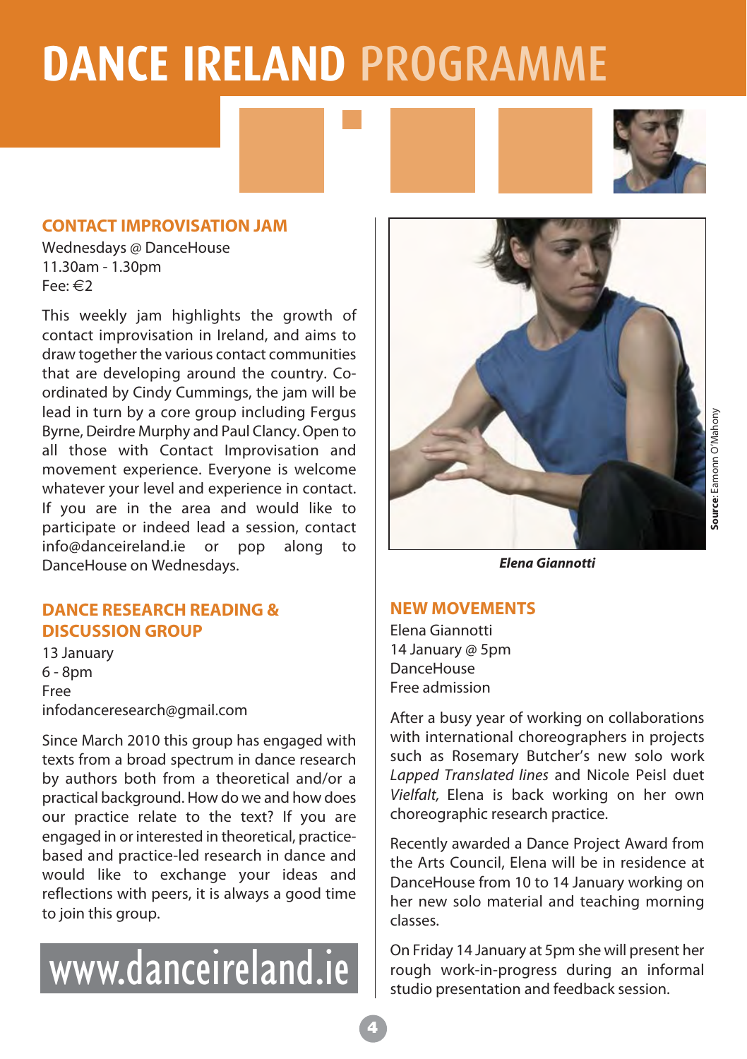# DANCE IRELAND PROGRAMME

## CONTACT IMPROVISATION JAM

Wednesdays @ DanceHouse
11.30am - 1.30pm
Fee: €2

This weekly jam highlights the growth of contact improvisation in Ireland, and aims to draw together the various contact communities that are developing around the country. Co-ordinated by Cindy Cummings, the jam will be lead in turn by a core group including Fergus Byrne, Deirdre Murphy and Paul Clancy. Open to all those with Contact Improvisation and movement experience. Everyone is welcome whatever your level and experience in contact. If you are in the area and would like to participate or indeed lead a session, contact info@danceireland.ie or pop along to DanceHouse on Wednesdays.

## DANCE RESEARCH READING & DISCUSSION GROUP

13 January
6 - 8pm
Free
infodanceresearch@gmail.com

Since March 2010 this group has engaged with texts from a broad spectrum in dance research by authors both from a theoretical and/or a practical background. How do we and how does our practice relate to the text? If you are engaged in or interested in theoretical, practice-based and practice-led research in dance and would like to exchange your ideas and reflections with peers, it is always a good time to join this group.

www.danceireland.ie

**Source**: Eamonn O'Mahony

***Elena Giannotti***

## NEW MOVEMENTS

Elena Giannotti
14 January @ 5pm
DanceHouse
Free admission

After a busy year of working on collaborations with international choreographers in projects such as Rosemary Butcher's new solo work *Lapped Translated lines* and Nicole Peisl duet *Vielfalt,* Elena is back working on her own choreographic research practice.

Recently awarded a Dance Project Award from the Arts Council, Elena will be in residence at DanceHouse from 10 to 14 January working on her new solo material and teaching morning classes.

On Friday 14 January at 5pm she will present her rough work-in-progress during an informal studio presentation and feedback session.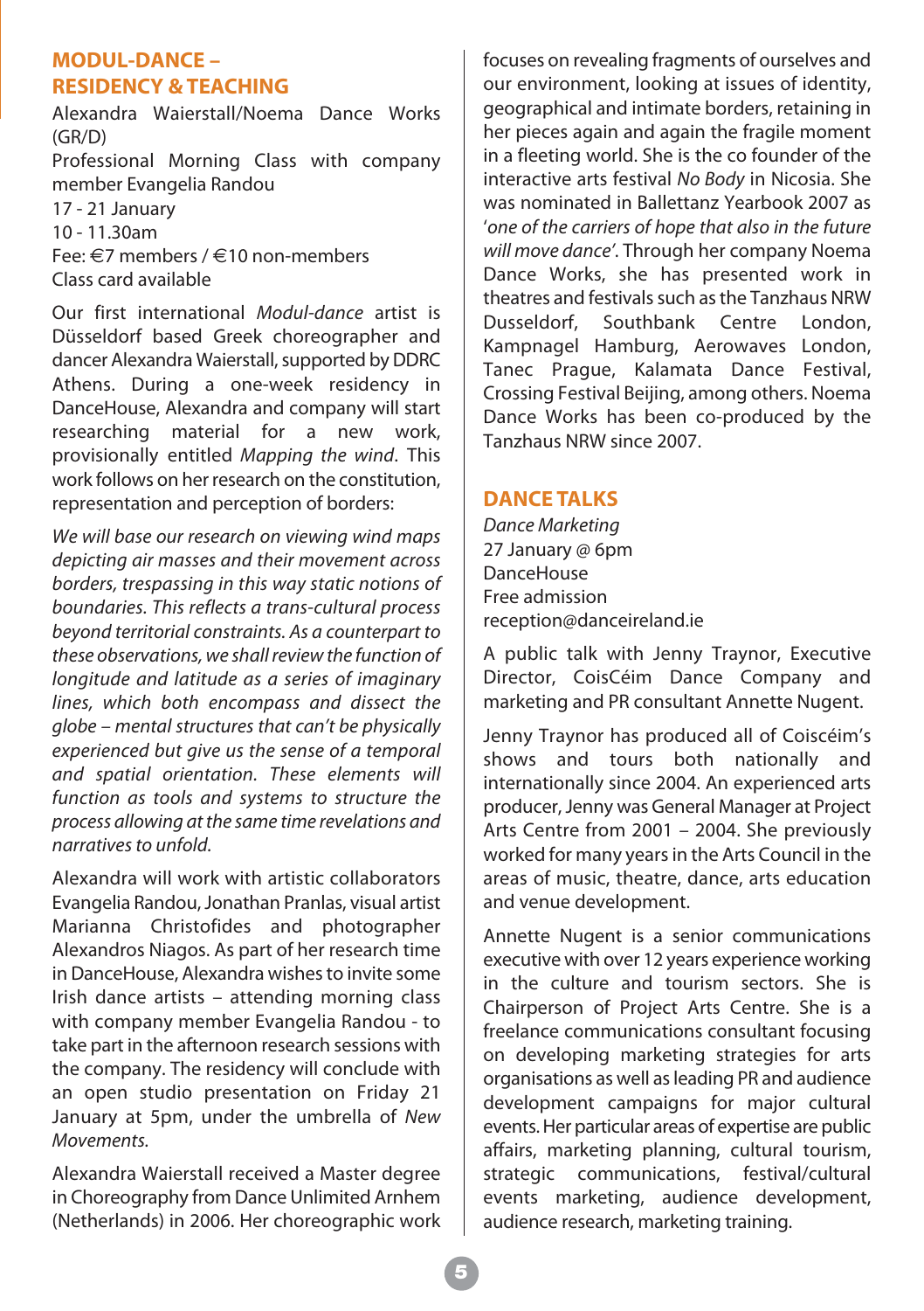## MODUL-DANCE – RESIDENCY & TEACHING

Alexandra Waierstall/Noema Dance Works (GR/D)
Professional Morning Class with company member Evangelia Randou
17 - 21 January
10 - 11.30am
Fee: €7 members / €10 non-members
Class card available

Our first international *Modul-dance* artist is Düsseldorf based Greek choreographer and dancer Alexandra Waierstall, supported by DDRC Athens. During a one-week residency in DanceHouse, Alexandra and company will start researching material for a new work, provisionally entitled *Mapping the wind*. This work follows on her research on the constitution, representation and perception of borders:

*We will base our research on viewing wind maps depicting air masses and their movement across borders, trespassing in this way static notions of boundaries. This reflects a trans-cultural process beyond territorial constraints. As a counterpart to these observations, we shall review the function of longitude and latitude as a series of imaginary lines, which both encompass and dissect the globe – mental structures that can't be physically experienced but give us the sense of a temporal and spatial orientation. These elements will function as tools and systems to structure the process allowing at the same time revelations and narratives to unfold.*

Alexandra will work with artistic collaborators Evangelia Randou, Jonathan Pranlas, visual artist Marianna Christofides and photographer Alexandros Niagos. As part of her research time in DanceHouse, Alexandra wishes to invite some Irish dance artists – attending morning class with company member Evangelia Randou - to take part in the afternoon research sessions with the company. The residency will conclude with an open studio presentation on Friday 21 January at 5pm, under the umbrella of *New Movements.*

Alexandra Waierstall received a Master degree in Choreography from Dance Unlimited Arnhem (Netherlands) in 2006. Her choreographic work focuses on revealing fragments of ourselves and our environment, looking at issues of identity, geographical and intimate borders, retaining in her pieces again and again the fragile moment in a fleeting world. She is the co founder of the interactive arts festival *No Body* in Nicosia. She was nominated in Ballettanz Yearbook 2007 as '*one of the carriers of hope that also in the future will move dance'*. Through her company Noema Dance Works, she has presented work in theatres and festivals such as the Tanzhaus NRW Dusseldorf, Southbank Centre London, Kampnagel Hamburg, Aerowaves London, Tanec Prague, Kalamata Dance Festival, Crossing Festival Beijing, among others. Noema Dance Works has been co-produced by the Tanzhaus NRW since 2007.

## DANCE TALKS

*Dance Marketing*
27 January @ 6pm
DanceHouse
Free admission
reception@danceireland.ie

A public talk with Jenny Traynor, Executive Director, CoisCéim Dance Company and marketing and PR consultant Annette Nugent.

Jenny Traynor has produced all of Coiscéim's shows and tours both nationally and internationally since 2004. An experienced arts producer, Jenny was General Manager at Project Arts Centre from 2001 – 2004. She previously worked for many years in the Arts Council in the areas of music, theatre, dance, arts education and venue development.

Annette Nugent is a senior communications executive with over 12 years experience working in the culture and tourism sectors. She is Chairperson of Project Arts Centre. She is a freelance communications consultant focusing on developing marketing strategies for arts organisations as well as leading PR and audience development campaigns for major cultural events. Her particular areas of expertise are public affairs, marketing planning, cultural tourism, strategic communications, festival/cultural events marketing, audience development, audience research, marketing training.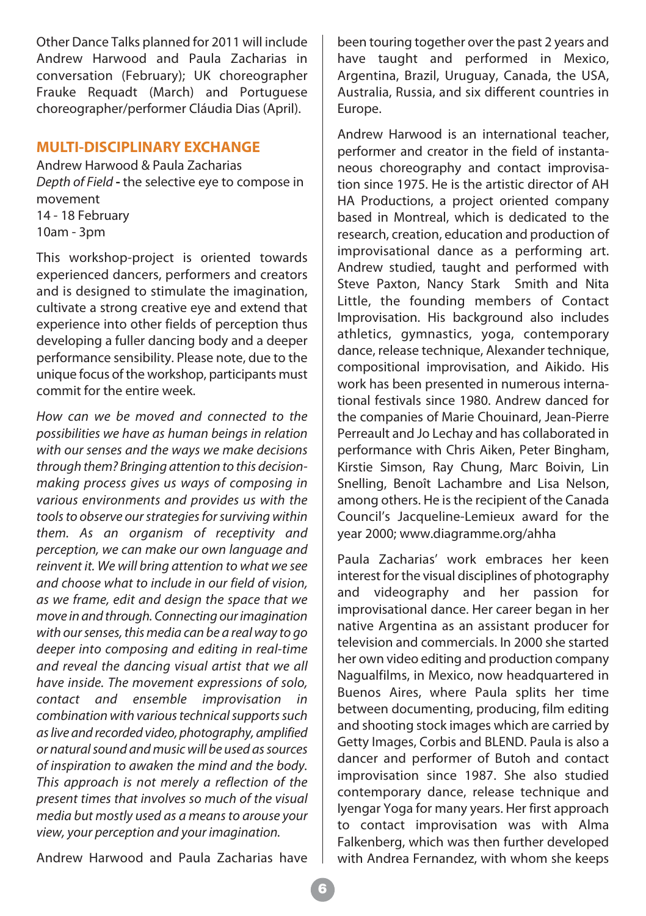Other Dance Talks planned for 2011 will include Andrew Harwood and Paula Zacharias in conversation (February); UK choreographer Frauke Requadt (March) and Portuguese choreographer/performer Cláudia Dias (April).

## MULTI-DISCIPLINARY EXCHANGE

Andrew Harwood & Paula Zacharias
*Depth of Field* **-** the selective eye to compose in movement
14 - 18 February
10am - 3pm

This workshop-project is oriented towards experienced dancers, performers and creators and is designed to stimulate the imagination, cultivate a strong creative eye and extend that experience into other fields of perception thus developing a fuller dancing body and a deeper performance sensibility. Please note, due to the unique focus of the workshop, participants must commit for the entire week.

*How can we be moved and connected to the possibilities we have as human beings in relation with our senses and the ways we make decisions through them? Bringing attention to this decision-making process gives us ways of composing in various environments and provides us with the tools to observe our strategies for surviving within them. As an organism of receptivity and perception, we can make our own language and reinvent it. We will bring attention to what we see and choose what to include in our field of vision, as we frame, edit and design the space that we move in and through. Connecting our imagination with our senses, this media can be a real way to go deeper into composing and editing in real-time and reveal the dancing visual artist that we all have inside. The movement expressions of solo, contact and ensemble improvisation in combination with various technical supports such as live and recorded video, photography, amplified or natural sound and music will be used as sources of inspiration to awaken the mind and the body. This approach is not merely a reflection of the present times that involves so much of the visual media but mostly used as a means to arouse your view, your perception and your imagination.*

Andrew Harwood and Paula Zacharias have been touring together over the past 2 years and have taught and performed in Mexico, Argentina, Brazil, Uruguay, Canada, the USA, Australia, Russia, and six different countries in Europe.

Andrew Harwood is an international teacher, performer and creator in the field of instantaneous choreography and contact improvisation since 1975. He is the artistic director of AH HA Productions, a project oriented company based in Montreal, which is dedicated to the research, creation, education and production of improvisational dance as a performing art. Andrew studied, taught and performed with Steve Paxton, Nancy Stark Smith and Nita Little, the founding members of Contact Improvisation. His background also includes athletics, gymnastics, yoga, contemporary dance, release technique, Alexander technique, compositional improvisation, and Aikido. His work has been presented in numerous international festivals since 1980. Andrew danced for the companies of Marie Chouinard, Jean-Pierre Perreault and Jo Lechay and has collaborated in performance with Chris Aiken, Peter Bingham, Kirstie Simson, Ray Chung, Marc Boivin, Lin Snelling, Benoît Lachambre and Lisa Nelson, among others. He is the recipient of the Canada Council's Jacqueline-Lemieux award for the year 2000; www.diagramme.org/ahha

Paula Zacharias' work embraces her keen interest for the visual disciplines of photography and videography and her passion for improvisational dance. Her career began in her native Argentina as an assistant producer for television and commercials. In 2000 she started her own video editing and production company Nagualfilms, in Mexico, now headquartered in Buenos Aires, where Paula splits her time between documenting, producing, film editing and shooting stock images which are carried by Getty Images, Corbis and BLEND. Paula is also a dancer and performer of Butoh and contact improvisation since 1987. She also studied contemporary dance, release technique and Iyengar Yoga for many years. Her first approach to contact improvisation was with Alma Falkenberg, which was then further developed with Andrea Fernandez, with whom she keeps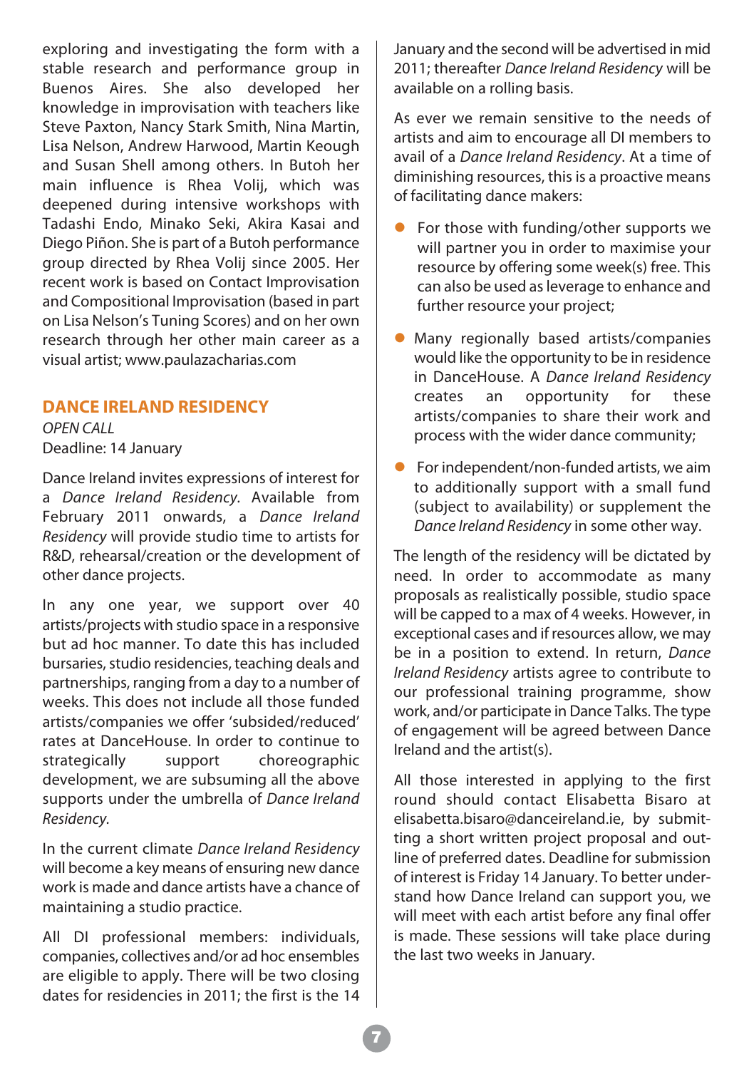exploring and investigating the form with a stable research and performance group in Buenos Aires. She also developed her knowledge in improvisation with teachers like Steve Paxton, Nancy Stark Smith, Nina Martin, Lisa Nelson, Andrew Harwood, Martin Keogh and Susan Shell among others. In Butoh her main influence is Rhea Volij, which was deepened during intensive workshops with Tadashi Endo, Minako Seki, Akira Kasai and Diego Piñon. She is part of a Butoh performance group directed by Rhea Volij since 2005. Her recent work is based on Contact Improvisation and Compositional Improvisation (based in part on Lisa Nelson's Tuning Scores) and on her own research through her other main career as a visual artist; www.paulazacharias.com

## DANCE IRELAND RESIDENCY

*OPEN CALL*

Deadline: 14 January

Dance Ireland invites expressions of interest for a *Dance Ireland Residency*. Available from February 2011 onwards, a *Dance Ireland Residency* will provide studio time to artists for R&D, rehearsal/creation or the development of other dance projects.

In any one year, we support over 40 artists/projects with studio space in a responsive but ad hoc manner. To date this has included bursaries, studio residencies, teaching deals and partnerships, ranging from a day to a number of weeks. This does not include all those funded artists/companies we offer 'subsided/reduced' rates at DanceHouse. In order to continue to strategically support choreographic development, we are subsuming all the above supports under the umbrella of *Dance Ireland Residency*.

In the current climate *Dance Ireland Residency* will become a key means of ensuring new dance work is made and dance artists have a chance of maintaining a studio practice.

All DI professional members: individuals, companies, collectives and/or ad hoc ensembles are eligible to apply. There will be two closing dates for residencies in 2011; the first is the 14 January and the second will be advertised in mid 2011; thereafter *Dance Ireland Residency* will be available on a rolling basis.

As ever we remain sensitive to the needs of artists and aim to encourage all DI members to avail of a *Dance Ireland Residency*. At a time of diminishing resources, this is a proactive means of facilitating dance makers:

- For those with funding/other supports we will partner you in order to maximise your resource by offering some week(s) free. This can also be used as leverage to enhance and further resource your project;
- Many regionally based artists/companies would like the opportunity to be in residence in DanceHouse. A *Dance Ireland Residency* creates an opportunity for these artists/companies to share their work and process with the wider dance community;
- For independent/non-funded artists, we aim to additionally support with a small fund (subject to availability) or supplement the *Dance Ireland Residency* in some other way.

The length of the residency will be dictated by need. In order to accommodate as many proposals as realistically possible, studio space will be capped to a max of 4 weeks. However, in exceptional cases and if resources allow, we may be in a position to extend. In return, *Dance Ireland Residency* artists agree to contribute to our professional training programme, show work, and/or participate in Dance Talks. The type of engagement will be agreed between Dance Ireland and the artist(s).

All those interested in applying to the first round should contact Elisabetta Bisaro at elisabetta.bisaro@danceireland.ie, by submitting a short written project proposal and outline of preferred dates. Deadline for submission of interest is Friday 14 January. To better understand how Dance Ireland can support you, we will meet with each artist before any final offer is made. These sessions will take place during the last two weeks in January.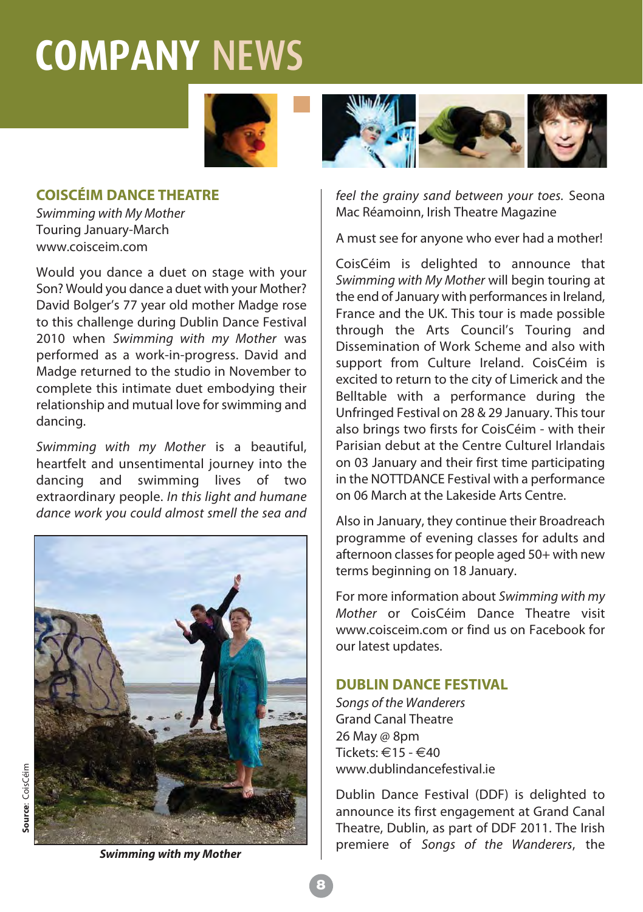# COMPANY NEWS

## COISCÉIM DANCE THEATRE

*Swimming with My Mother*
Touring January-March
www.coisceim.com

Would you dance a duet on stage with your Son? Would you dance a duet with your Mother? David Bolger's 77 year old mother Madge rose to this challenge during Dublin Dance Festival 2010 when *Swimming with my Mother* was performed as a work-in-progress. David and Madge returned to the studio in November to complete this intimate duet embodying their relationship and mutual love for swimming and dancing.

*Swimming with my Mother* is a beautiful, heartfelt and unsentimental journey into the dancing and swimming lives of two extraordinary people. *In this light and humane dance work you could almost smell the sea and feel the grainy sand between your toes.* Seona Mac Réamoinn, Irish Theatre Magazine

Source: CoisCéim

***Swimming with my Mother***

A must see for anyone who ever had a mother!

CoisCéim is delighted to announce that *Swimming with My Mother* will begin touring at the end of January with performances in Ireland, France and the UK. This tour is made possible through the Arts Council's Touring and Dissemination of Work Scheme and also with support from Culture Ireland. CoisCéim is excited to return to the city of Limerick and the Belltable with a performance during the Unfringed Festival on 28 & 29 January. This tour also brings two firsts for CoisCéim - with their Parisian debut at the Centre Culturel Irlandais on 03 January and their first time participating in the NOTTDANCE Festival with a performance on 06 March at the Lakeside Arts Centre.

Also in January, they continue their Broadreach programme of evening classes for adults and afternoon classes for people aged 50+ with new terms beginning on 18 January.

For more information about *Swimming with my Mother* or CoisCéim Dance Theatre visit www.coisceim.com or find us on Facebook for our latest updates.

## DUBLIN DANCE FESTIVAL

*Songs of the Wanderers*
Grand Canal Theatre
26 May @ 8pm
Tickets: €15 - €40
www.dublindancefestival.ie

Dublin Dance Festival (DDF) is delighted to announce its first engagement at Grand Canal Theatre, Dublin, as part of DDF 2011. The Irish premiere of *Songs of the Wanderers*, the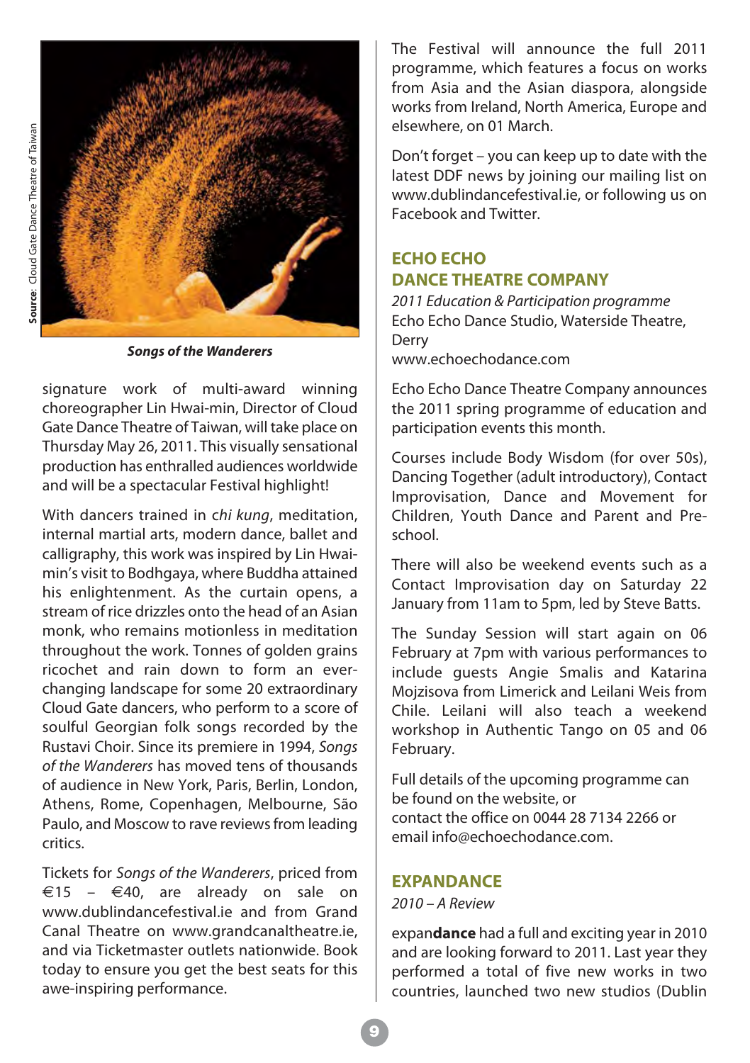Source: Cloud Gate Dance Theatre of Taiwan

***Songs of the Wanderers***

signature work of multi-award winning choreographer Lin Hwai-min, Director of Cloud Gate Dance Theatre of Taiwan, will take place on Thursday May 26, 2011. This visually sensational production has enthralled audiences worldwide and will be a spectacular Festival highlight!

With dancers trained in *chi kung*, meditation, internal martial arts, modern dance, ballet and calligraphy, this work was inspired by Lin Hwai-min's visit to Bodhgaya, where Buddha attained his enlightenment. As the curtain opens, a stream of rice drizzles onto the head of an Asian monk, who remains motionless in meditation throughout the work. Tonnes of golden grains ricochet and rain down to form an ever-changing landscape for some 20 extraordinary Cloud Gate dancers, who perform to a score of soulful Georgian folk songs recorded by the Rustavi Choir. Since its premiere in 1994, *Songs of the Wanderers* has moved tens of thousands of audience in New York, Paris, Berlin, London, Athens, Rome, Copenhagen, Melbourne, São Paulo, and Moscow to rave reviews from leading critics.

Tickets for *Songs of the Wanderers*, priced from €15 – €40, are already on sale on www.dublindancefestival.ie and from Grand Canal Theatre on www.grandcanaltheatre.ie, and via Ticketmaster outlets nationwide. Book today to ensure you get the best seats for this awe-inspiring performance.

The Festival will announce the full 2011 programme, which features a focus on works from Asia and the Asian diaspora, alongside works from Ireland, North America, Europe and elsewhere, on 01 March.

Don't forget – you can keep up to date with the latest DDF news by joining our mailing list on www.dublindancefestival.ie, or following us on Facebook and Twitter.

## ECHO ECHO DANCE THEATRE COMPANY

*2011 Education & Participation programme*
Echo Echo Dance Studio, Waterside Theatre, Derry
www.echoechodance.com

Echo Echo Dance Theatre Company announces the 2011 spring programme of education and participation events this month.

Courses include Body Wisdom (for over 50s), Dancing Together (adult introductory), Contact Improvisation, Dance and Movement for Children, Youth Dance and Parent and Pre-school.

There will also be weekend events such as a Contact Improvisation day on Saturday 22 January from 11am to 5pm, led by Steve Batts.

The Sunday Session will start again on 06 February at 7pm with various performances to include guests Angie Smalis and Katarina Mojzisova from Limerick and Leilani Weis from Chile. Leilani will also teach a weekend workshop in Authentic Tango on 05 and 06 February.

Full details of the upcoming programme can be found on the website, or
contact the office on 0044 28 7134 2266 or
email info@echoechodance.com.

## EXPANDANCE

*2010 – A Review*

expan**dance** had a full and exciting year in 2010 and are looking forward to 2011. Last year they performed a total of five new works in two countries, launched two new studios (Dublin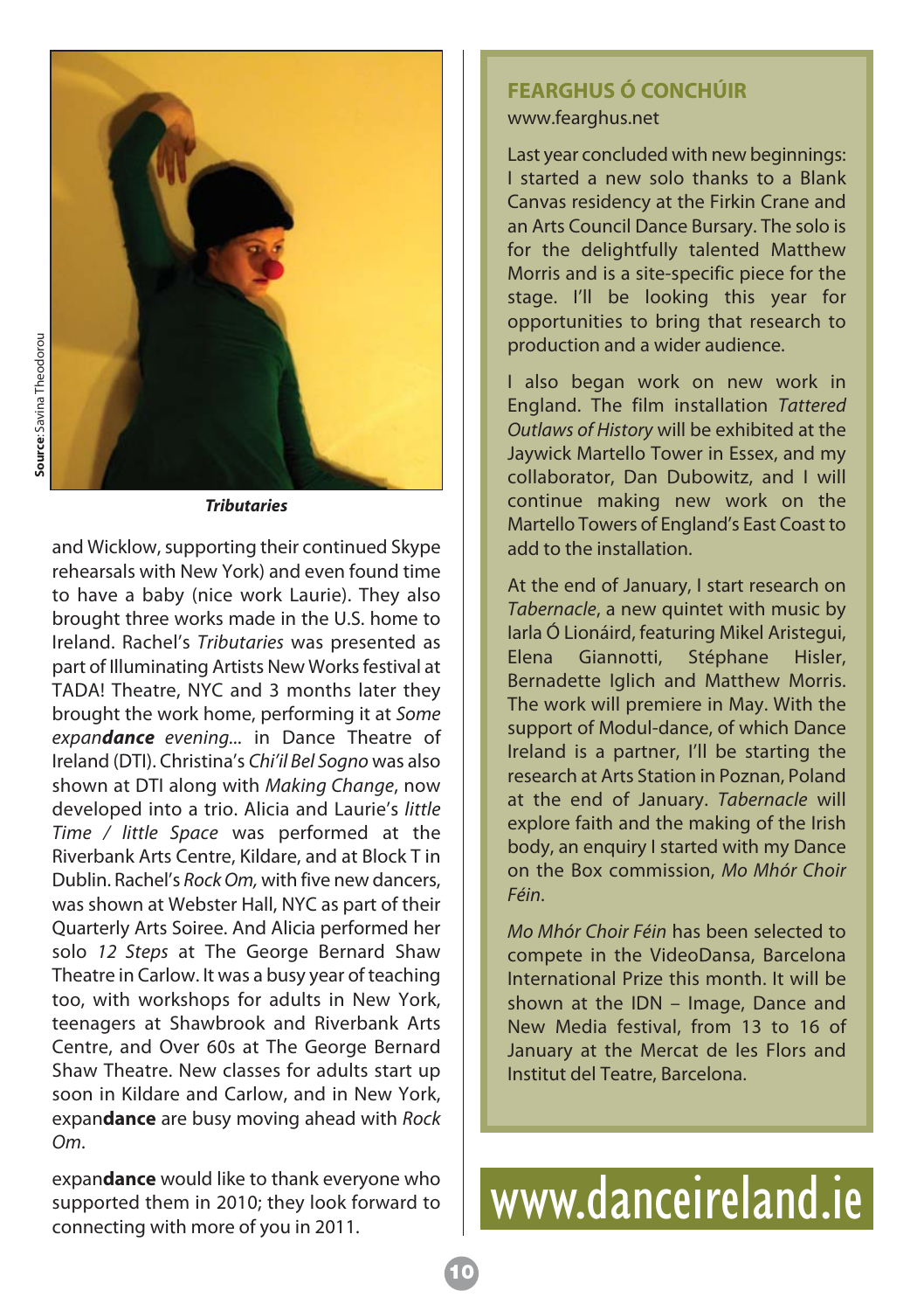Source: Savina Theodorou

***Tributaries***

and Wicklow, supporting their continued Skype rehearsals with New York) and even found time to have a baby (nice work Laurie). They also brought three works made in the U.S. home to Ireland. Rachel's *Tributaries* was presented as part of Illuminating Artists New Works festival at TADA! Theatre, NYC and 3 months later they brought the work home, performing it at *Some expan**dance** evening...* in Dance Theatre of Ireland (DTI). Christina's *Chi'il Bel Sogno* was also shown at DTI along with *Making Change*, now developed into a trio. Alicia and Laurie's *little Time / little Space* was performed at the Riverbank Arts Centre, Kildare, and at Block T in Dublin. Rachel's *Rock Om,* with five new dancers, was shown at Webster Hall, NYC as part of their Quarterly Arts Soiree. And Alicia performed her solo *12 Steps* at The George Bernard Shaw Theatre in Carlow. It was a busy year of teaching too, with workshops for adults in New York, teenagers at Shawbrook and Riverbank Arts Centre, and Over 60s at The George Bernard Shaw Theatre. New classes for adults start up soon in Kildare and Carlow, and in New York, expan**dance** are busy moving ahead with *Rock Om*.

expan**dance** would like to thank everyone who supported them in 2010; they look forward to connecting with more of you in 2011.

## FEARGHUS Ó CONCHÚIR

www.fearghus.net

Last year concluded with new beginnings: I started a new solo thanks to a Blank Canvas residency at the Firkin Crane and an Arts Council Dance Bursary. The solo is for the delightfully talented Matthew Morris and is a site-specific piece for the stage. I'll be looking this year for opportunities to bring that research to production and a wider audience.

I also began work on new work in England. The film installation *Tattered Outlaws of History* will be exhibited at the Jaywick Martello Tower in Essex, and my collaborator, Dan Dubowitz, and I will continue making new work on the Martello Towers of England's East Coast to add to the installation.

At the end of January, I start research on *Tabernacle*, a new quintet with music by Iarla Ó Lionáird, featuring Mikel Aristegui, Elena Giannotti, Stéphane Hisler, Bernadette Iglich and Matthew Morris. The work will premiere in May. With the support of Modul-dance, of which Dance Ireland is a partner, I'll be starting the research at Arts Station in Poznan, Poland at the end of January. *Tabernacle* will explore faith and the making of the Irish body, an enquiry I started with my Dance on the Box commission, *Mo Mhór Choir Féin*.

*Mo Mhór Choir Féin* has been selected to compete in the VideoDansa, Barcelona International Prize this month. It will be shown at the IDN – Image, Dance and New Media festival, from 13 to 16 of January at the Mercat de les Flors and Institut del Teatre, Barcelona.

www.danceireland.ie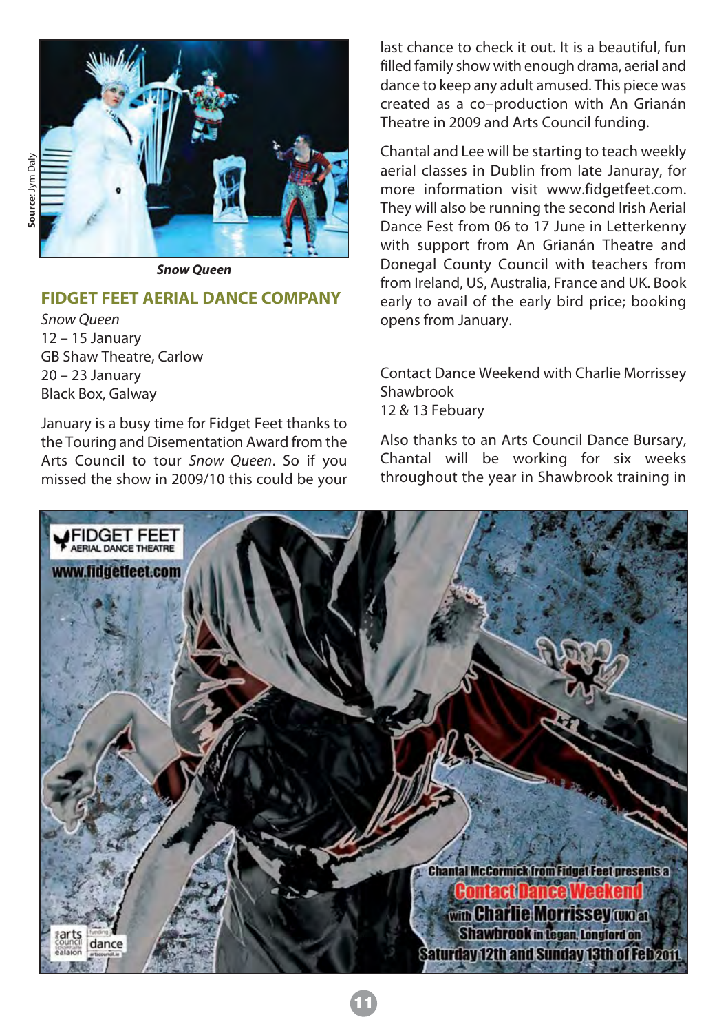Source: Jym Daly

*Snow Queen*

## FIDGET FEET AERIAL DANCE COMPANY

*Snow Queen*
12 – 15 January
GB Shaw Theatre, Carlow
20 – 23 January
Black Box, Galway

January is a busy time for Fidget Feet thanks to the Touring and Disementation Award from the Arts Council to tour *Snow Queen*. So if you missed the show in 2009/10 this could be your last chance to check it out. It is a beautiful, fun filled family show with enough drama, aerial and dance to keep any adult amused. This piece was created as a co–production with An Grianán Theatre in 2009 and Arts Council funding.

Chantal and Lee will be starting to teach weekly aerial classes in Dublin from late Januray, for more information visit www.fidgetfeet.com. They will also be running the second Irish Aerial Dance Fest from 06 to 17 June in Letterkenny with support from An Grianán Theatre and Donegal County Council with teachers from from Ireland, US, Australia, France and UK. Book early to avail of the early bird price; booking opens from January.

Contact Dance Weekend with Charlie Morrissey
Shawbrook
12 & 13 Febuary

Also thanks to an Arts Council Dance Bursary, Chantal will be working for six weeks throughout the year in Shawbrook training in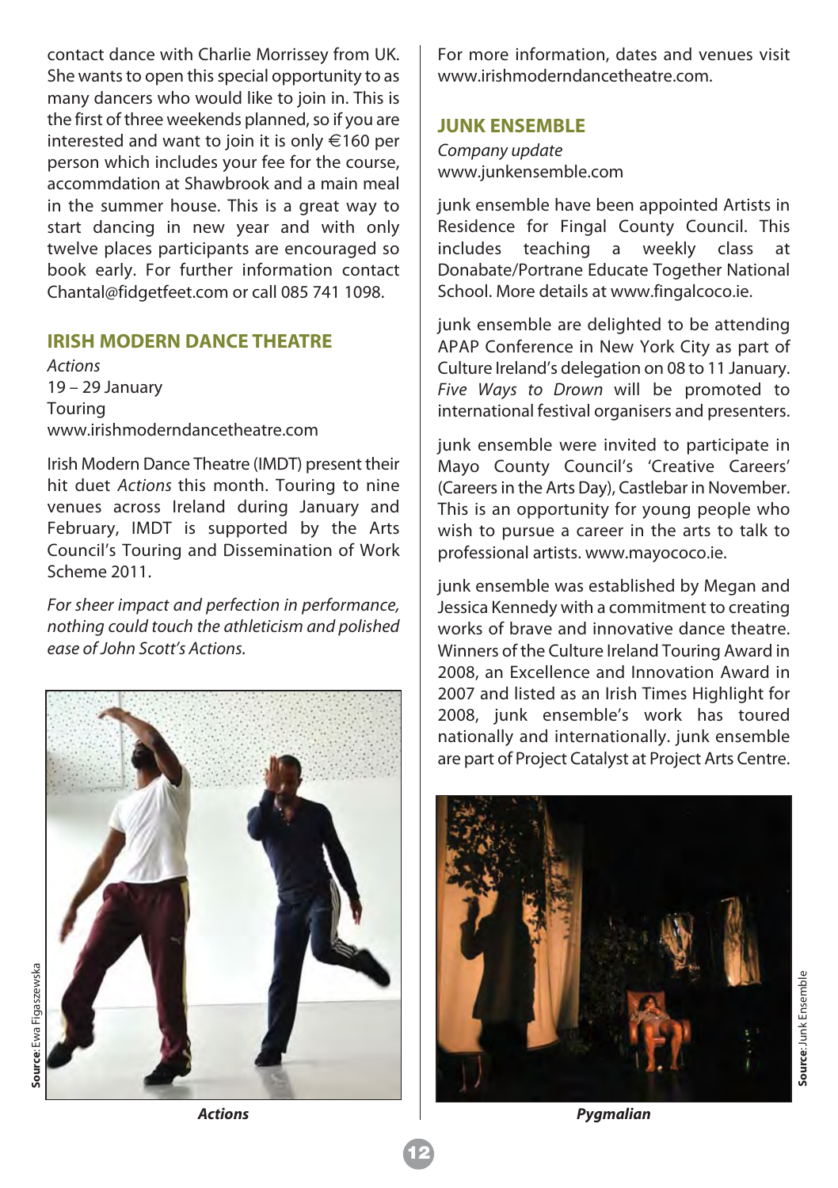contact dance with Charlie Morrissey from UK. She wants to open this special opportunity to as many dancers who would like to join in. This is the first of three weekends planned, so if you are interested and want to join it is only €160 per person which includes your fee for the course, accommdation at Shawbrook and a main meal in the summer house. This is a great way to start dancing in new year and with only twelve places participants are encouraged so book early. For further information contact Chantal@fidgetfeet.com or call 085 741 1098.

## IRISH MODERN DANCE THEATRE

*Actions*
19 – 29 January
Touring
www.irishmoderndancetheatre.com

Irish Modern Dance Theatre (IMDT) present their hit duet *Actions* this month. Touring to nine venues across Ireland during January and February, IMDT is supported by the Arts Council's Touring and Dissemination of Work Scheme 2011.

*For sheer impact and perfection in performance, nothing could touch the athleticism and polished ease of John Scott's Actions.*

Source: Ewa Figaszewska

***Actions***

For more information, dates and venues visit www.irishmoderndancetheatre.com.

## JUNK ENSEMBLE

*Company update*
www.junkensemble.com

junk ensemble have been appointed Artists in Residence for Fingal County Council. This includes teaching a weekly class at Donabate/Portrane Educate Together National School. More details at www.fingalcoco.ie.

junk ensemble are delighted to be attending APAP Conference in New York City as part of Culture Ireland's delegation on 08 to 11 January. *Five Ways to Drown* will be promoted to international festival organisers and presenters.

junk ensemble were invited to participate in Mayo County Council's 'Creative Careers' (Careers in the Arts Day), Castlebar in November. This is an opportunity for young people who wish to pursue a career in the arts to talk to professional artists. www.mayococo.ie.

junk ensemble was established by Megan and Jessica Kennedy with a commitment to creating works of brave and innovative dance theatre. Winners of the Culture Ireland Touring Award in 2008, an Excellence and Innovation Award in 2007 and listed as an Irish Times Highlight for 2008, junk ensemble's work has toured nationally and internationally. junk ensemble are part of Project Catalyst at Project Arts Centre.

Source: Junk Ensemble

***Pygmalian***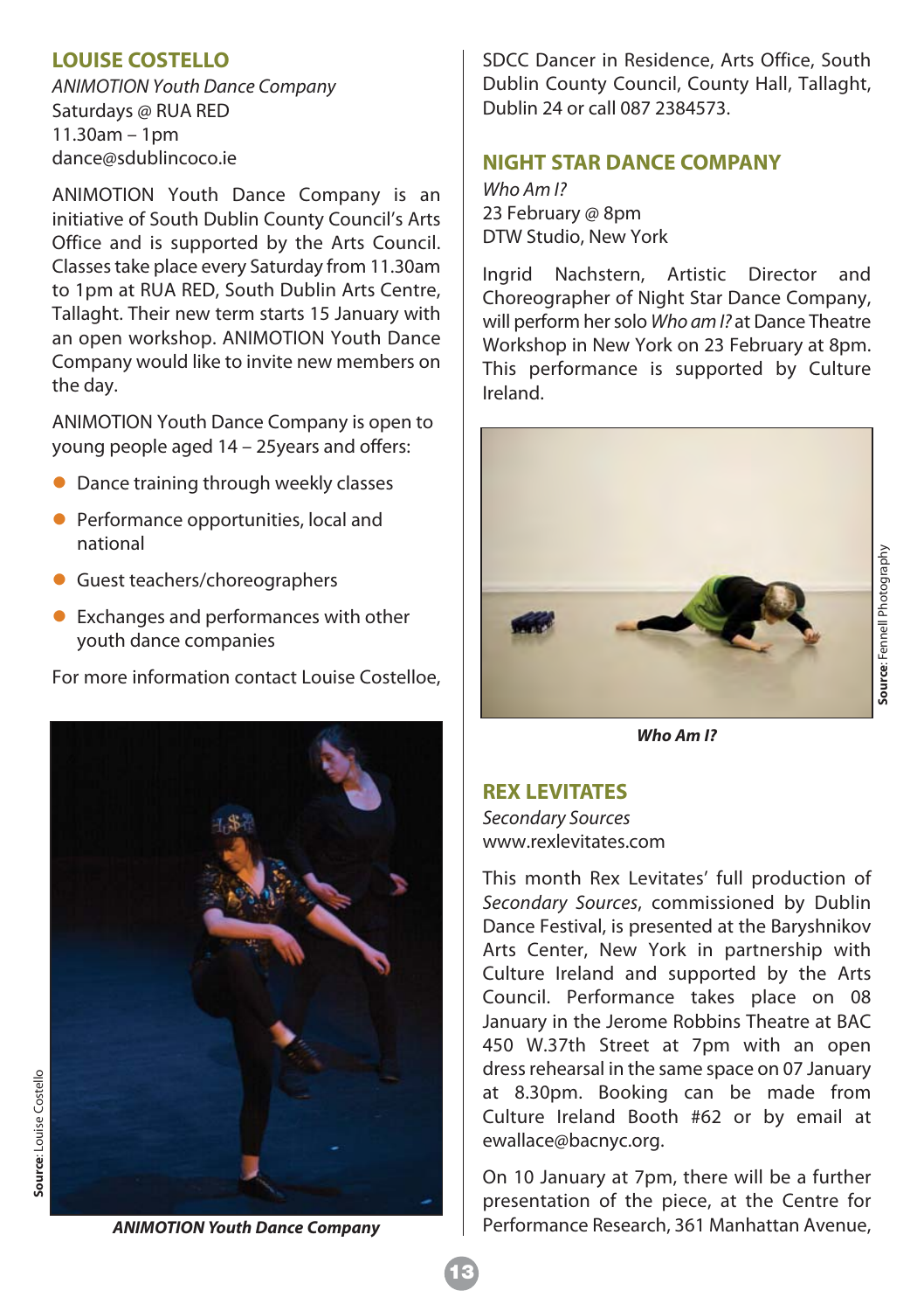## LOUISE COSTELLO

*ANIMOTION Youth Dance Company*
Saturdays @ RUA RED
11.30am – 1pm
dance@sdublincoco.ie

ANIMOTION Youth Dance Company is an initiative of South Dublin County Council's Arts Office and is supported by the Arts Council. Classes take place every Saturday from 11.30am to 1pm at RUA RED, South Dublin Arts Centre, Tallaght. Their new term starts 15 January with an open workshop. ANIMOTION Youth Dance Company would like to invite new members on the day.

ANIMOTION Youth Dance Company is open to young people aged 14 – 25years and offers:

- Dance training through weekly classes
- Performance opportunities, local and national
- Guest teachers/choreographers
- Exchanges and performances with other youth dance companies

For more information contact Louise Costelloe, SDCC Dancer in Residence, Arts Office, South Dublin County Council, County Hall, Tallaght, Dublin 24 or call 087 2384573.

**Source**: Louise Costello

***ANIMOTION Youth Dance Company***

## NIGHT STAR DANCE COMPANY

*Who Am I?*
23 February @ 8pm
DTW Studio, New York

Ingrid Nachstern, Artistic Director and Choreographer of Night Star Dance Company, will perform her solo *Who am I?* at Dance Theatre Workshop in New York on 23 February at 8pm. This performance is supported by Culture Ireland.

**Source**: Fennell Photography

***Who Am I?***

## REX LEVITATES

*Secondary Sources*
www.rexlevitates.com

This month Rex Levitates' full production of *Secondary Sources*, commissioned by Dublin Dance Festival, is presented at the Baryshnikov Arts Center, New York in partnership with Culture Ireland and supported by the Arts Council. Performance takes place on 08 January in the Jerome Robbins Theatre at BAC 450 W.37th Street at 7pm with an open dress rehearsal in the same space on 07 January at 8.30pm. Booking can be made from Culture Ireland Booth #62 or by email at ewallace@bacnyc.org.

On 10 January at 7pm, there will be a further presentation of the piece, at the Centre for Performance Research, 361 Manhattan Avenue,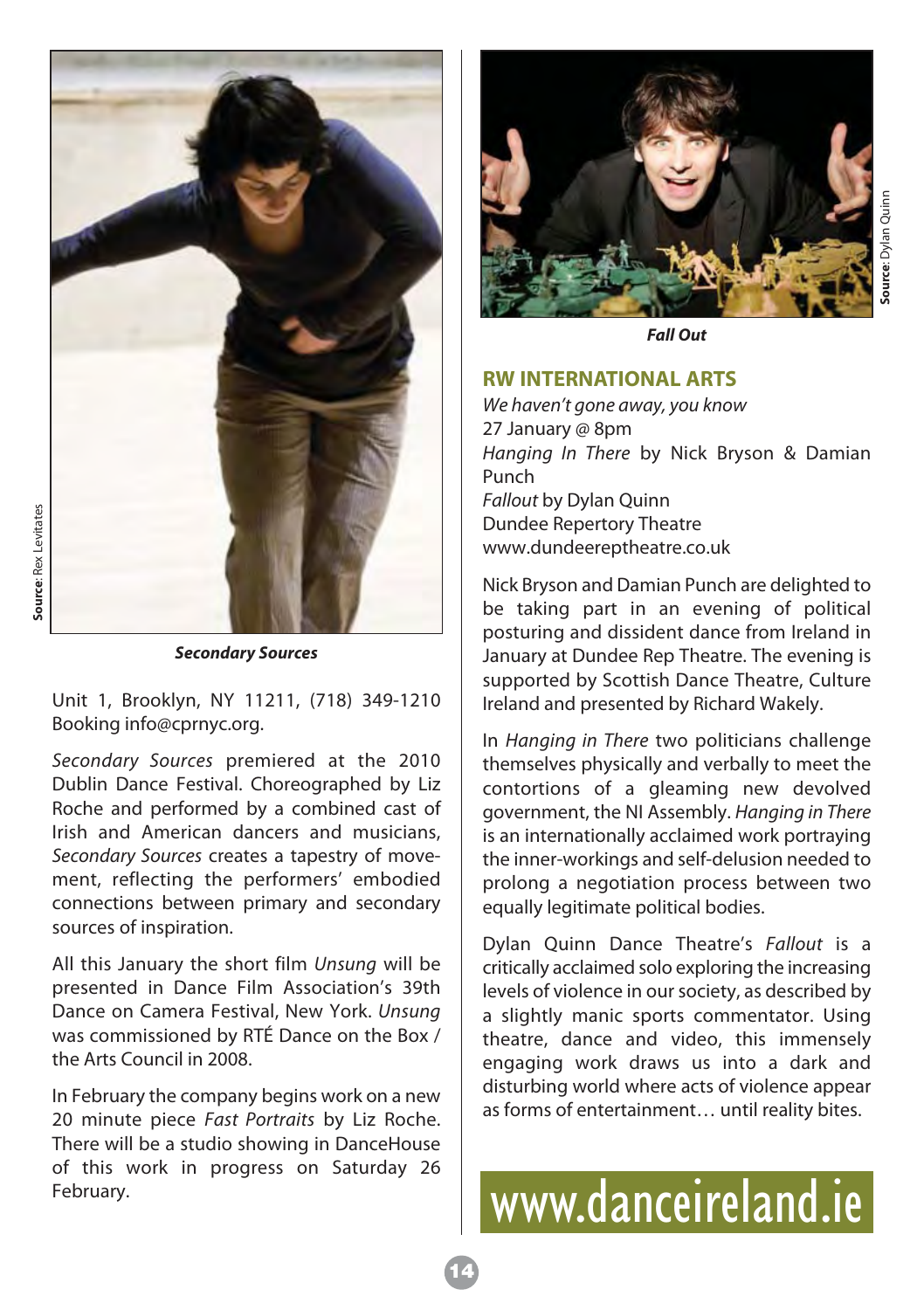Source: Rex Levitates

**_Secondary Sources_**

Unit 1, Brooklyn, NY 11211, (718) 349-1210 Booking info@cprnyc.org.

*Secondary Sources* premiered at the 2010 Dublin Dance Festival. Choreographed by Liz Roche and performed by a combined cast of Irish and American dancers and musicians, *Secondary Sources* creates a tapestry of movement, reflecting the performers' embodied connections between primary and secondary sources of inspiration.

All this January the short film *Unsung* will be presented in Dance Film Association's 39th Dance on Camera Festival, New York. *Unsung* was commissioned by RTÉ Dance on the Box / the Arts Council in 2008.

In February the company begins work on a new 20 minute piece *Fast Portraits* by Liz Roche. There will be a studio showing in DanceHouse of this work in progress on Saturday 26 February.

Source: Dylan Quinn

**_Fall Out_**

## RW INTERNATIONAL ARTS

*We haven't gone away, you know*
27 January @ 8pm
*Hanging In There* by Nick Bryson & Damian Punch
*Fallout* by Dylan Quinn
Dundee Repertory Theatre
www.dundeereptheatre.co.uk

Nick Bryson and Damian Punch are delighted to be taking part in an evening of political posturing and dissident dance from Ireland in January at Dundee Rep Theatre. The evening is supported by Scottish Dance Theatre, Culture Ireland and presented by Richard Wakely.

In *Hanging in There* two politicians challenge themselves physically and verbally to meet the contortions of a gleaming new devolved government, the NI Assembly. *Hanging in There* is an internationally acclaimed work portraying the inner-workings and self-delusion needed to prolong a negotiation process between two equally legitimate political bodies.

Dylan Quinn Dance Theatre's *Fallout* is a critically acclaimed solo exploring the increasing levels of violence in our society, as described by a slightly manic sports commentator. Using theatre, dance and video, this immensely engaging work draws us into a dark and disturbing world where acts of violence appear as forms of entertainment… until reality bites.

www.danceireland.ie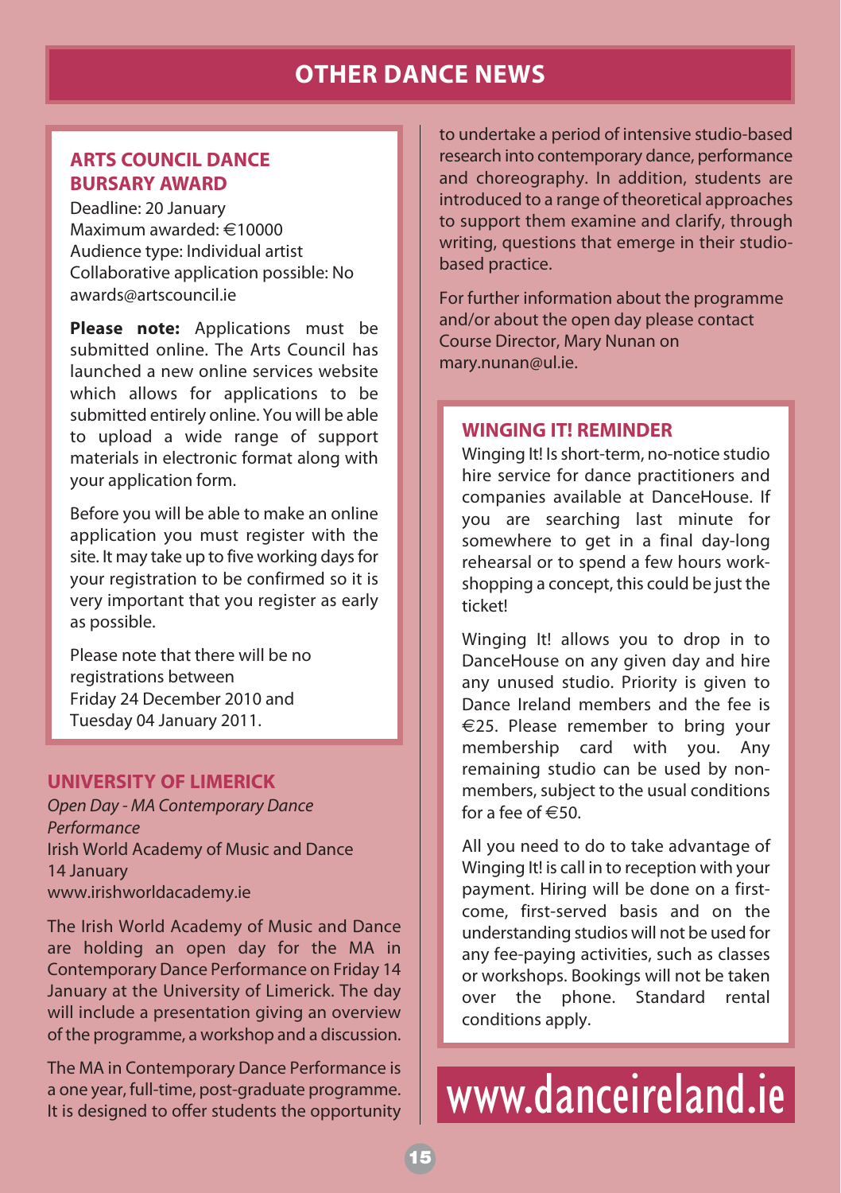# OTHER DANCE NEWS

## ARTS COUNCIL DANCE BURSARY AWARD

Deadline: 20 January
Maximum awarded: €10000
Audience type: Individual artist
Collaborative application possible: No
awards@artscouncil.ie

**Please note:** Applications must be submitted online. The Arts Council has launched a new online services website which allows for applications to be submitted entirely online. You will be able to upload a wide range of support materials in electronic format along with your application form.

Before you will be able to make an online application you must register with the site. It may take up to five working days for your registration to be confirmed so it is very important that you register as early as possible.

Please note that there will be no registrations between Friday 24 December 2010 and Tuesday 04 January 2011.

## UNIVERSITY OF LIMERICK

*Open Day - MA Contemporary Dance Performance*
Irish World Academy of Music and Dance
14 January
www.irishworldacademy.ie

The Irish World Academy of Music and Dance are holding an open day for the MA in Contemporary Dance Performance on Friday 14 January at the University of Limerick. The day will include a presentation giving an overview of the programme, a workshop and a discussion.

The MA in Contemporary Dance Performance is a one year, full-time, post-graduate programme. It is designed to offer students the opportunity to undertake a period of intensive studio-based research into contemporary dance, performance and choreography. In addition, students are introduced to a range of theoretical approaches to support them examine and clarify, through writing, questions that emerge in their studio-based practice.

For further information about the programme and/or about the open day please contact Course Director, Mary Nunan on mary.nunan@ul.ie.

## WINGING IT! REMINDER

Winging It! Is short-term, no-notice studio hire service for dance practitioners and companies available at DanceHouse. If you are searching last minute for somewhere to get in a final day-long rehearsal or to spend a few hours work-shopping a concept, this could be just the ticket!

Winging It! allows you to drop in to DanceHouse on any given day and hire any unused studio. Priority is given to Dance Ireland members and the fee is €25. Please remember to bring your membership card with you. Any remaining studio can be used by non-members, subject to the usual conditions for a fee of €50.

All you need to do to take advantage of Winging It! is call in to reception with your payment. Hiring will be done on a first-come, first-served basis and on the understanding studios will not be used for any fee-paying activities, such as classes or workshops. Bookings will not be taken over the phone. Standard rental conditions apply.

www.danceireland.ie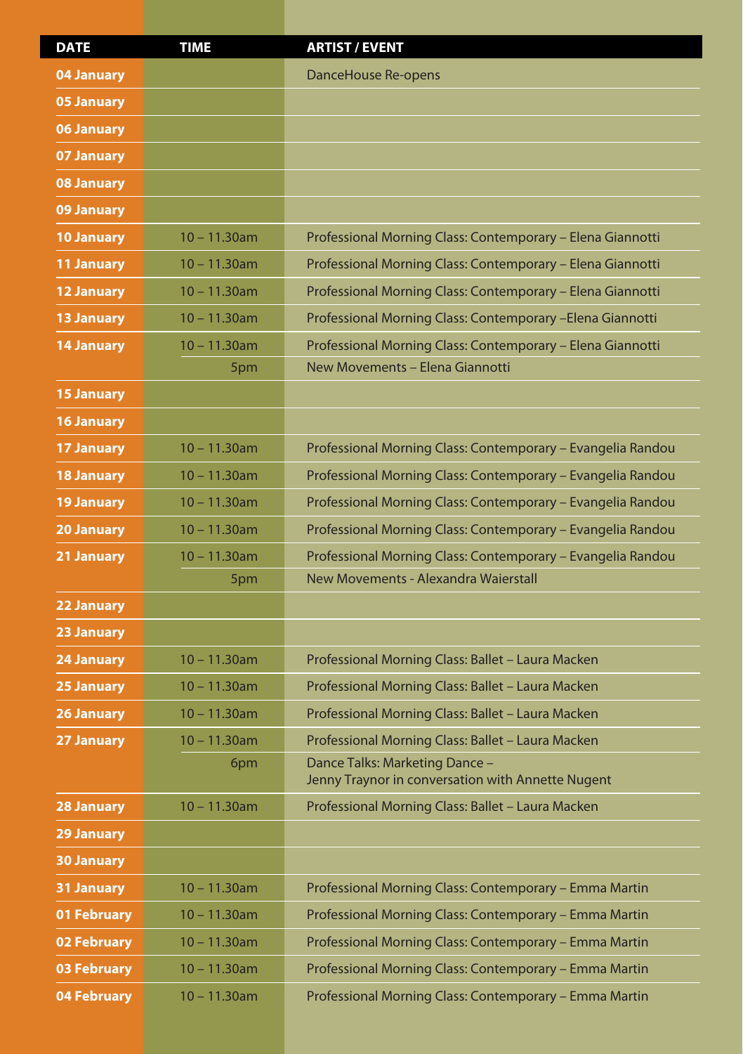| DATE | TIME | ARTIST / EVENT |
|---|---|---|
| 04 January | | DanceHouse Re-opens |
| 05 January | | |
| 06 January | | |
| 07 January | | |
| 08 January | | |
| 09 January | | |
| 10 January | 10 – 11.30am | Professional Morning Class: Contemporary – Elena Giannotti |
| 11 January | 10 – 11.30am | Professional Morning Class: Contemporary – Elena Giannotti |
| 12 January | 10 – 11.30am | Professional Morning Class: Contemporary – Elena Giannotti |
| 13 January | 10 – 11.30am | Professional Morning Class: Contemporary –Elena Giannotti |
| 14 January | 10 – 11.30am | Professional Morning Class: Contemporary – Elena Giannotti |
| | 5pm | New Movements – Elena Giannotti |
| 15 January | | |
| 16 January | | |
| 17 January | 10 – 11.30am | Professional Morning Class: Contemporary – Evangelia Randou |
| 18 January | 10 – 11.30am | Professional Morning Class: Contemporary – Evangelia Randou |
| 19 January | 10 – 11.30am | Professional Morning Class: Contemporary – Evangelia Randou |
| 20 January | 10 – 11.30am | Professional Morning Class: Contemporary – Evangelia Randou |
| 21 January | 10 – 11.30am | Professional Morning Class: Contemporary – Evangelia Randou |
| | 5pm | New Movements - Alexandra Waierstall |
| 22 January | | |
| 23 January | | |
| 24 January | 10 – 11.30am | Professional Morning Class: Ballet – Laura Macken |
| 25 January | 10 – 11.30am | Professional Morning Class: Ballet – Laura Macken |
| 26 January | 10 – 11.30am | Professional Morning Class: Ballet – Laura Macken |
| 27 January | 10 – 11.30am | Professional Morning Class: Ballet – Laura Macken |
| | 6pm | Dance Talks: Marketing Dance – Jenny Traynor in conversation with Annette Nugent |
| 28 January | 10 – 11.30am | Professional Morning Class: Ballet – Laura Macken |
| 29 January | | |
| 30 January | | |
| 31 January | 10 – 11.30am | Professional Morning Class: Contemporary – Emma Martin |
| 01 February | 10 – 11.30am | Professional Morning Class: Contemporary – Emma Martin |
| 02 February | 10 – 11.30am | Professional Morning Class: Contemporary – Emma Martin |
| 03 February | 10 – 11.30am | Professional Morning Class: Contemporary – Emma Martin |
| 04 February | 10 – 11.30am | Professional Morning Class: Contemporary – Emma Martin |